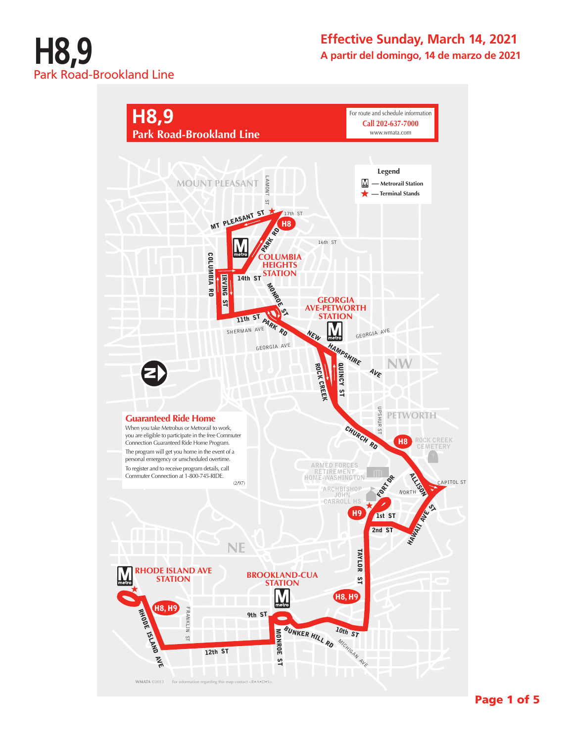# H8,9

Park Road-Brookland Line

**Effective Sunday, March 14, 2021**

**A partir del domingo, 14 de marzo de 2021**

## H8,9
**Park Road-Brookland Line**

For route and schedule information
**Call 202-637-7000**
www.wmata.com

**Legend**
- M — Metrorail Station
- ★ — Terminal Stands

MOUNT PLEASANT · LAMONT ST · MT PLEASANT ST · 17th ST · H8 · PARK RD · 16th ST · COLUMBIA HEIGHTS STATION · COLUMBIA RD · IRVING ST · 14th ST · MONROE ST · 11th ST · PARK RD · SHERMAN AVE · GEORGIA AVE · GEORGIA AVE-PETWORTH STATION · NEW HAMPSHIRE AVE · GEORGIA AVE · ROCK CREEK · QUINCY ST · NW · UPSHUR ST · PETWORTH · CHURCH RD · H8 · ROCK CREEK CEMETERY · ARMED FORCES RETIREMENT HOME-WASHINGTON · ALLISON ST · CAPITOL ST · FORT DR · NORTH · ARCHBISHOP JOHN CARROLL HS · H9 · 1st ST · 2nd ST · HAWAII AVE · TAYLOR ST · NE · RHODE ISLAND AVE STATION · BROOKLAND-CUA STATION · H8, H9 · H8, H9 · FRANKLIN ST · 9th ST · RHODE ISLAND AVE · MONROE ST · BUNKER HILL RD · 10th ST · MICHIGAN AVE · 12th ST

### Guaranteed Ride Home

When you take Metrobus or Metrorail to work, you are eligible to participate in the free Commuter Connection Guaranteed Ride Home Program.

The program will get you home in the event of a personal emergency or unscheduled overtime.

To register and to receive program details, call Commuter Connection at 1-800-745-RIDE.

(2/97)

WMATA ©2013 For information regarding this map contact <R•A•D•S>.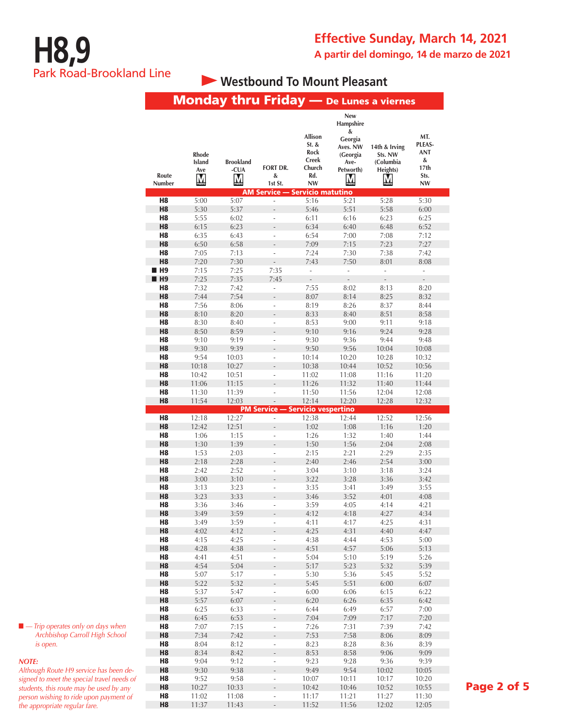# H8,9

Park Road-Brookland Line

## Effective Sunday, March 14, 2021

A partir del domingo, 14 de marzo de 2021

### Westbound To Mount Pleasant

### Monday thru Friday — De Lunes a viernes

| Route Number | Rhode Island Ave (Metro) | Brookland-CUA (Metro) | FORT DR. & 1st St. | Allison St. & Rock Creek Church Rd. NW | New Hampshire & Georgia Aves. NW (Georgia Ave-Petworth) (Metro) | 14th & Irving Sts. NW (Columbia Heights) (Metro) | MT. PLEASANT & 17th Sts. NW |
|---|---|---|---|---|---|---|---|
| **AM Service — Servicio matutino** | | | | | | | |
| H8 | 5:00 | 5:07 | - | 5:16 | 5:21 | 5:28 | 5:30 |
| H8 | 5:30 | 5:37 | - | 5:46 | 5:51 | 5:58 | 6:00 |
| H8 | 5:55 | 6:02 | - | 6:11 | 6:16 | 6:23 | 6:25 |
| H8 | 6:15 | 6:23 | - | 6:34 | 6:40 | 6:48 | 6:52 |
| H8 | 6:35 | 6:43 | - | 6:54 | 7:00 | 7:08 | 7:12 |
| H8 | 6:50 | 6:58 | - | 7:09 | 7:15 | 7:23 | 7:27 |
| H8 | 7:05 | 7:13 | - | 7:24 | 7:30 | 7:38 | 7:42 |
| H8 | 7:20 | 7:30 | - | 7:43 | 7:50 | 8:01 | 8:08 |
| ■ H9 | 7:15 | 7:25 | 7:35 | - | - | - | - |
| ■ H9 | 7:25 | 7:35 | 7:45 | - | - | - | - |
| H8 | 7:32 | 7:42 | - | 7:55 | 8:02 | 8:13 | 8:20 |
| H8 | 7:44 | 7:54 | - | 8:07 | 8:14 | 8:25 | 8:32 |
| H8 | 7:56 | 8:06 | - | 8:19 | 8:26 | 8:37 | 8:44 |
| H8 | 8:10 | 8:20 | - | 8:33 | 8:40 | 8:51 | 8:58 |
| H8 | 8:30 | 8:40 | - | 8:53 | 9:00 | 9:11 | 9:18 |
| H8 | 8:50 | 8:59 | - | 9:10 | 9:16 | 9:24 | 9:28 |
| H8 | 9:10 | 9:19 | - | 9:30 | 9:36 | 9:44 | 9:48 |
| H8 | 9:30 | 9:39 | - | 9:50 | 9:56 | 10:04 | 10:08 |
| H8 | 9:54 | 10:03 | - | 10:14 | 10:20 | 10:28 | 10:32 |
| H8 | 10:18 | 10:27 | - | 10:38 | 10:44 | 10:52 | 10:56 |
| H8 | 10:42 | 10:51 | - | 11:02 | 11:08 | 11:16 | 11:20 |
| H8 | 11:06 | 11:15 | - | 11:26 | 11:32 | 11:40 | 11:44 |
| H8 | 11:30 | 11:39 | - | 11:50 | 11:56 | 12:04 | 12:08 |
| H8 | 11:54 | 12:03 | - | 12:14 | 12:20 | 12:28 | 12:32 |
| **PM Service — Servicio vespertino** | | | | | | | |
| H8 | 12:18 | 12:27 | - | 12:38 | 12:44 | 12:52 | 12:56 |
| H8 | 12:42 | 12:51 | - | 1:02 | 1:08 | 1:16 | 1:20 |
| H8 | 1:06 | 1:15 | - | 1:26 | 1:32 | 1:40 | 1:44 |
| H8 | 1:30 | 1:39 | - | 1:50 | 1:56 | 2:04 | 2:08 |
| H8 | 1:53 | 2:03 | - | 2:15 | 2:21 | 2:29 | 2:35 |
| H8 | 2:18 | 2:28 | - | 2:40 | 2:46 | 2:54 | 3:00 |
| H8 | 2:42 | 2:52 | - | 3:04 | 3:10 | 3:18 | 3:24 |
| H8 | 3:00 | 3:10 | - | 3:22 | 3:28 | 3:36 | 3:42 |
| H8 | 3:13 | 3:23 | - | 3:35 | 3:41 | 3:49 | 3:55 |
| H8 | 3:23 | 3:33 | - | 3:46 | 3:52 | 4:01 | 4:08 |
| H8 | 3:36 | 3:46 | - | 3:59 | 4:05 | 4:14 | 4:21 |
| H8 | 3:49 | 3:59 | - | 4:12 | 4:18 | 4:27 | 4:34 |
| H8 | 3:49 | 3:59 | - | 4:11 | 4:17 | 4:25 | 4:31 |
| H8 | 4:02 | 4:12 | - | 4:25 | 4:31 | 4:40 | 4:47 |
| H8 | 4:15 | 4:25 | - | 4:38 | 4:44 | 4:53 | 5:00 |
| H8 | 4:28 | 4:38 | - | 4:51 | 4:57 | 5:06 | 5:13 |
| H8 | 4:41 | 4:51 | - | 5:04 | 5:10 | 5:19 | 5:26 |
| H8 | 4:54 | 5:04 | - | 5:17 | 5:23 | 5:32 | 5:39 |
| H8 | 5:07 | 5:17 | - | 5:30 | 5:36 | 5:45 | 5:52 |
| H8 | 5:22 | 5:32 | - | 5:45 | 5:51 | 6:00 | 6:07 |
| H8 | 5:37 | 5:47 | - | 6:00 | 6:06 | 6:15 | 6:22 |
| H8 | 5:57 | 6:07 | - | 6:20 | 6:26 | 6:35 | 6:42 |
| H8 | 6:25 | 6:33 | - | 6:44 | 6:49 | 6:57 | 7:00 |
| H8 | 6:45 | 6:53 | - | 7:04 | 7:09 | 7:17 | 7:20 |
| H8 | 7:07 | 7:15 | - | 7:26 | 7:31 | 7:39 | 7:42 |
| H8 | 7:34 | 7:42 | - | 7:53 | 7:58 | 8:06 | 8:09 |
| H8 | 8:04 | 8:12 | - | 8:23 | 8:28 | 8:36 | 8:39 |
| H8 | 8:34 | 8:42 | - | 8:53 | 8:58 | 9:06 | 9:09 |
| H8 | 9:04 | 9:12 | - | 9:23 | 9:28 | 9:36 | 9:39 |
| H8 | 9:30 | 9:38 | - | 9:49 | 9:54 | 10:02 | 10:05 |
| H8 | 9:52 | 9:58 | - | 10:07 | 10:11 | 10:17 | 10:20 |
| H8 | 10:27 | 10:33 | - | 10:42 | 10:46 | 10:52 | 10:55 |
| H8 | 11:02 | 11:08 | - | 11:17 | 11:21 | 11:27 | 11:30 |
| H8 | 11:37 | 11:43 | - | 11:52 | 11:56 | 12:02 | 12:05 |

■ — *Trip operates only on days when Archbishop Carroll High School is open.*

***NOTE:***

*Although Route H9 service has been designed to meet the special travel needs of students, this route may be used by any person wishing to ride upon payment of the appropriate regular fare.*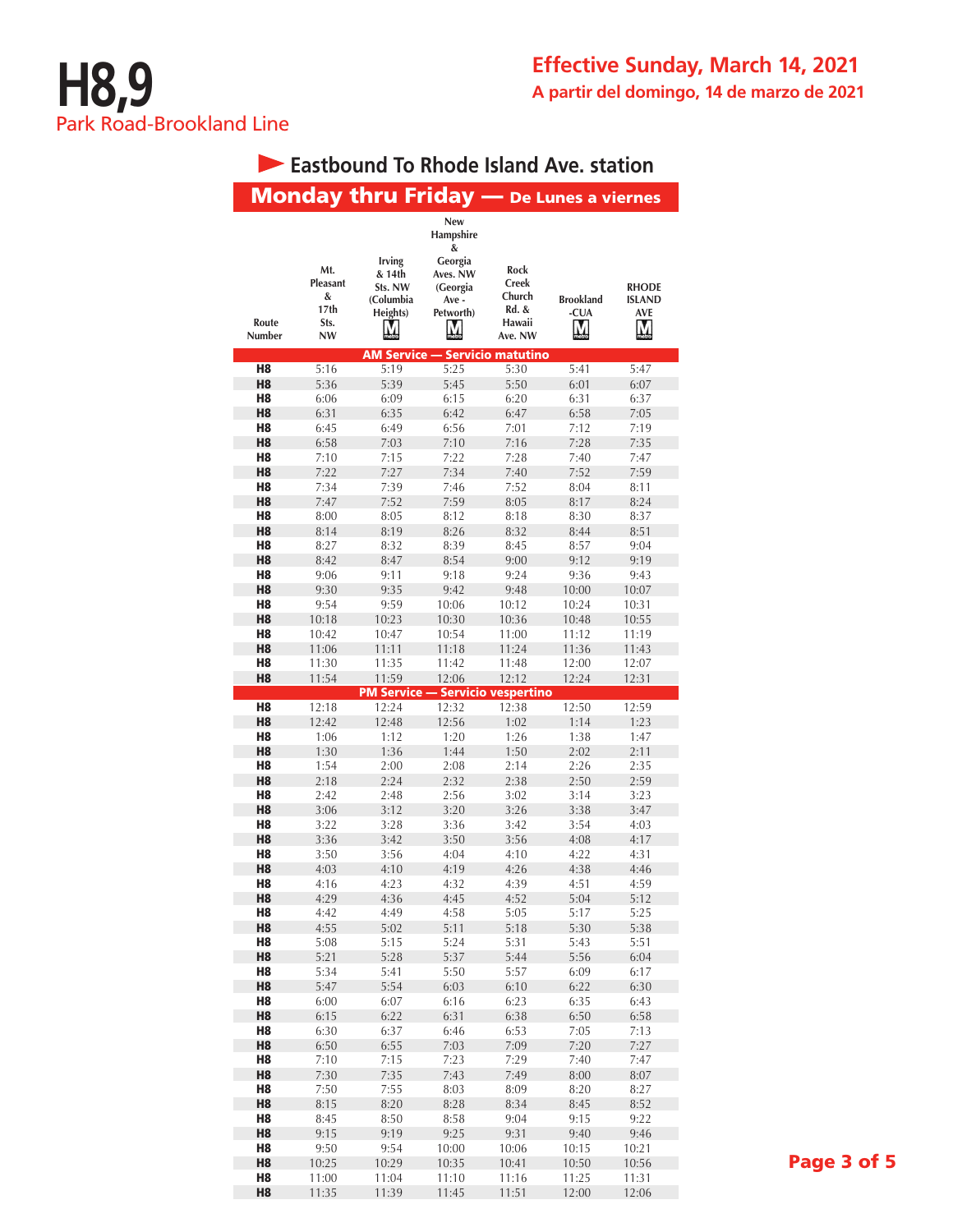# H8,9

Park Road-Brookland Line

**Effective Sunday, March 14, 2021**

**A partir del domingo, 14 de marzo de 2021**

## Eastbound To Rhode Island Ave. station

### Monday thru Friday — De Lunes a viernes

| Route Number | Mt. Pleasant & 17th Sts. NW | Irving & 14th Sts. NW (Columbia Heights) M | New Hampshire & Georgia Aves. NW (Georgia Ave - Petworth) M | Rock Creek Church Rd. & Hawaii Ave. NW | Brookland -CUA M | RHODE ISLAND AVE M |
|---|---|---|---|---|---|---|
| **AM Service — Servicio matutino** | | | | | | |
| H8 | 5:16 | 5:19 | 5:25 | 5:30 | 5:41 | 5:47 |
| H8 | 5:36 | 5:39 | 5:45 | 5:50 | 6:01 | 6:07 |
| H8 | 6:06 | 6:09 | 6:15 | 6:20 | 6:31 | 6:37 |
| H8 | 6:31 | 6:35 | 6:42 | 6:47 | 6:58 | 7:05 |
| H8 | 6:45 | 6:49 | 6:56 | 7:01 | 7:12 | 7:19 |
| H8 | 6:58 | 7:03 | 7:10 | 7:16 | 7:28 | 7:35 |
| H8 | 7:10 | 7:15 | 7:22 | 7:28 | 7:40 | 7:47 |
| H8 | 7:22 | 7:27 | 7:34 | 7:40 | 7:52 | 7:59 |
| H8 | 7:34 | 7:39 | 7:46 | 7:52 | 8:04 | 8:11 |
| H8 | 7:47 | 7:52 | 7:59 | 8:05 | 8:17 | 8:24 |
| H8 | 8:00 | 8:05 | 8:12 | 8:18 | 8:30 | 8:37 |
| H8 | 8:14 | 8:19 | 8:26 | 8:32 | 8:44 | 8:51 |
| H8 | 8:27 | 8:32 | 8:39 | 8:45 | 8:57 | 9:04 |
| H8 | 8:42 | 8:47 | 8:54 | 9:00 | 9:12 | 9:19 |
| H8 | 9:06 | 9:11 | 9:18 | 9:24 | 9:36 | 9:43 |
| H8 | 9:30 | 9:35 | 9:42 | 9:48 | 10:00 | 10:07 |
| H8 | 9:54 | 9:59 | 10:06 | 10:12 | 10:24 | 10:31 |
| H8 | 10:18 | 10:23 | 10:30 | 10:36 | 10:48 | 10:55 |
| H8 | 10:42 | 10:47 | 10:54 | 11:00 | 11:12 | 11:19 |
| H8 | 11:06 | 11:11 | 11:18 | 11:24 | 11:36 | 11:43 |
| H8 | 11:30 | 11:35 | 11:42 | 11:48 | 12:00 | 12:07 |
| H8 | 11:54 | 11:59 | 12:06 | 12:12 | 12:24 | 12:31 |
| **PM Service — Servicio vespertino** | | | | | | |
| H8 | 12:18 | 12:24 | 12:32 | 12:38 | 12:50 | 12:59 |
| H8 | 12:42 | 12:48 | 12:56 | 1:02 | 1:14 | 1:23 |
| H8 | 1:06 | 1:12 | 1:20 | 1:26 | 1:38 | 1:47 |
| H8 | 1:30 | 1:36 | 1:44 | 1:50 | 2:02 | 2:11 |
| H8 | 1:54 | 2:00 | 2:08 | 2:14 | 2:26 | 2:35 |
| H8 | 2:18 | 2:24 | 2:32 | 2:38 | 2:50 | 2:59 |
| H8 | 2:42 | 2:48 | 2:56 | 3:02 | 3:14 | 3:23 |
| H8 | 3:06 | 3:12 | 3:20 | 3:26 | 3:38 | 3:47 |
| H8 | 3:22 | 3:28 | 3:36 | 3:42 | 3:54 | 4:03 |
| H8 | 3:36 | 3:42 | 3:50 | 3:56 | 4:08 | 4:17 |
| H8 | 3:50 | 3:56 | 4:04 | 4:10 | 4:22 | 4:31 |
| H8 | 4:03 | 4:10 | 4:19 | 4:26 | 4:38 | 4:46 |
| H8 | 4:16 | 4:23 | 4:32 | 4:39 | 4:51 | 4:59 |
| H8 | 4:29 | 4:36 | 4:45 | 4:52 | 5:04 | 5:12 |
| H8 | 4:42 | 4:49 | 4:58 | 5:05 | 5:17 | 5:25 |
| H8 | 4:55 | 5:02 | 5:11 | 5:18 | 5:30 | 5:38 |
| H8 | 5:08 | 5:15 | 5:24 | 5:31 | 5:43 | 5:51 |
| H8 | 5:21 | 5:28 | 5:37 | 5:44 | 5:56 | 6:04 |
| H8 | 5:34 | 5:41 | 5:50 | 5:57 | 6:09 | 6:17 |
| H8 | 5:47 | 5:54 | 6:03 | 6:10 | 6:22 | 6:30 |
| H8 | 6:00 | 6:07 | 6:16 | 6:23 | 6:35 | 6:43 |
| H8 | 6:15 | 6:22 | 6:31 | 6:38 | 6:50 | 6:58 |
| H8 | 6:30 | 6:37 | 6:46 | 6:53 | 7:05 | 7:13 |
| H8 | 6:50 | 6:55 | 7:03 | 7:09 | 7:20 | 7:27 |
| H8 | 7:10 | 7:15 | 7:23 | 7:29 | 7:40 | 7:47 |
| H8 | 7:30 | 7:35 | 7:43 | 7:49 | 8:00 | 8:07 |
| H8 | 7:50 | 7:55 | 8:03 | 8:09 | 8:20 | 8:27 |
| H8 | 8:15 | 8:20 | 8:28 | 8:34 | 8:45 | 8:52 |
| H8 | 8:45 | 8:50 | 8:58 | 9:04 | 9:15 | 9:22 |
| H8 | 9:15 | 9:19 | 9:25 | 9:31 | 9:40 | 9:46 |
| H8 | 9:50 | 9:54 | 10:00 | 10:06 | 10:15 | 10:21 |
| H8 | 10:25 | 10:29 | 10:35 | 10:41 | 10:50 | 10:56 |
| H8 | 11:00 | 11:04 | 11:10 | 11:16 | 11:25 | 11:31 |
| H8 | 11:35 | 11:39 | 11:45 | 11:51 | 12:00 | 12:06 |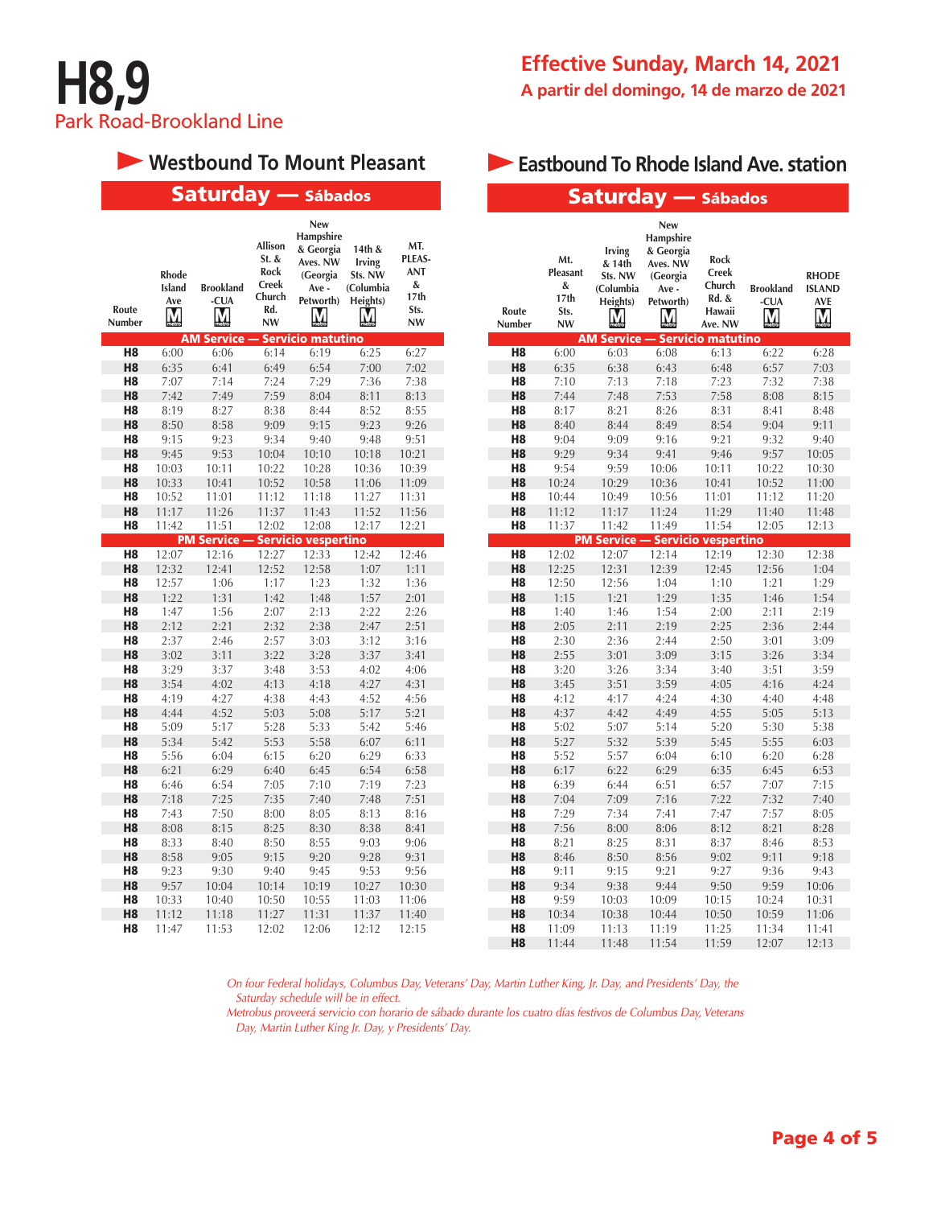# H8,9

Park Road-Brookland Line

**Effective Sunday, March 14, 2021**

**A partir del domingo, 14 de marzo de 2021**

## Westbound To Mount Pleasant

### Saturday — Sábados

| Route Number | Rhode Island Ave | Brookland-CUA | Allison St. & Rock Creek Church Rd. NW | New Hampshire & Georgia Aves. NW (Georgia Ave - Petworth) | 14th & Irving Sts. NW (Columbia Heights) | MT. PLEASANT & 17th Sts. NW |
|---|---|---|---|---|---|---|
| **AM Service — Servicio matutino** | | | | | | |
| H8 | 6:00 | 6:06 | 6:14 | 6:19 | 6:25 | 6:27 |
| H8 | 6:35 | 6:41 | 6:49 | 6:54 | 7:00 | 7:02 |
| H8 | 7:07 | 7:14 | 7:24 | 7:29 | 7:36 | 7:38 |
| H8 | 7:42 | 7:49 | 7:59 | 8:04 | 8:11 | 8:13 |
| H8 | 8:19 | 8:27 | 8:38 | 8:44 | 8:52 | 8:55 |
| H8 | 8:50 | 8:58 | 9:09 | 9:15 | 9:23 | 9:26 |
| H8 | 9:15 | 9:23 | 9:34 | 9:40 | 9:48 | 9:51 |
| H8 | 9:45 | 9:53 | 10:04 | 10:10 | 10:18 | 10:21 |
| H8 | 10:03 | 10:11 | 10:22 | 10:28 | 10:36 | 10:39 |
| H8 | 10:33 | 10:41 | 10:52 | 10:58 | 11:06 | 11:09 |
| H8 | 10:52 | 11:01 | 11:12 | 11:18 | 11:27 | 11:31 |
| H8 | 11:17 | 11:26 | 11:37 | 11:43 | 11:52 | 11:56 |
| H8 | 11:42 | 11:51 | 12:02 | 12:08 | 12:17 | 12:21 |
| **PM Service — Servicio vespertino** | | | | | | |
| H8 | 12:07 | 12:16 | 12:27 | 12:33 | 12:42 | 12:46 |
| H8 | 12:32 | 12:41 | 12:52 | 12:58 | 1:07 | 1:11 |
| H8 | 12:57 | 1:06 | 1:17 | 1:23 | 1:32 | 1:36 |
| H8 | 1:22 | 1:31 | 1:42 | 1:48 | 1:57 | 2:01 |
| H8 | 1:47 | 1:56 | 2:07 | 2:13 | 2:22 | 2:26 |
| H8 | 2:12 | 2:21 | 2:32 | 2:38 | 2:47 | 2:51 |
| H8 | 2:37 | 2:46 | 2:57 | 3:03 | 3:12 | 3:16 |
| H8 | 3:02 | 3:11 | 3:22 | 3:28 | 3:37 | 3:41 |
| H8 | 3:29 | 3:37 | 3:48 | 3:53 | 4:02 | 4:06 |
| H8 | 3:54 | 4:02 | 4:13 | 4:18 | 4:27 | 4:31 |
| H8 | 4:19 | 4:27 | 4:38 | 4:43 | 4:52 | 4:56 |
| H8 | 4:44 | 4:52 | 5:03 | 5:08 | 5:17 | 5:21 |
| H8 | 5:09 | 5:17 | 5:28 | 5:33 | 5:42 | 5:46 |
| H8 | 5:34 | 5:42 | 5:53 | 5:58 | 6:07 | 6:11 |
| H8 | 5:56 | 6:04 | 6:15 | 6:20 | 6:29 | 6:33 |
| H8 | 6:21 | 6:29 | 6:40 | 6:45 | 6:54 | 6:58 |
| H8 | 6:46 | 6:54 | 7:05 | 7:10 | 7:19 | 7:23 |
| H8 | 7:18 | 7:25 | 7:35 | 7:40 | 7:48 | 7:51 |
| H8 | 7:43 | 7:50 | 8:00 | 8:05 | 8:13 | 8:16 |
| H8 | 8:08 | 8:15 | 8:25 | 8:30 | 8:38 | 8:41 |
| H8 | 8:33 | 8:40 | 8:50 | 8:55 | 9:03 | 9:06 |
| H8 | 8:58 | 9:05 | 9:15 | 9:20 | 9:28 | 9:31 |
| H8 | 9:23 | 9:30 | 9:40 | 9:45 | 9:53 | 9:56 |
| H8 | 9:57 | 10:04 | 10:14 | 10:19 | 10:27 | 10:30 |
| H8 | 10:33 | 10:40 | 10:50 | 10:55 | 11:03 | 11:06 |
| H8 | 11:12 | 11:18 | 11:27 | 11:31 | 11:37 | 11:40 |
| H8 | 11:47 | 11:53 | 12:02 | 12:06 | 12:12 | 12:15 |

## Eastbound To Rhode Island Ave. station

### Saturday — Sábados

| Route Number | Mt. Pleasant & 17th Sts. NW | Irving & 14th Sts. NW (Columbia Heights) | New Hampshire & Georgia Aves. NW (Georgia Ave - Petworth) | Rock Creek Church Rd. & Hawaii Ave. NW | Brookland-CUA | RHODE ISLAND AVE |
|---|---|---|---|---|---|---|
| **AM Service — Servicio matutino** | | | | | | |
| H8 | 6:00 | 6:03 | 6:08 | 6:13 | 6:22 | 6:28 |
| H8 | 6:35 | 6:38 | 6:43 | 6:48 | 6:57 | 7:03 |
| H8 | 7:10 | 7:13 | 7:18 | 7:23 | 7:32 | 7:38 |
| H8 | 7:44 | 7:48 | 7:53 | 7:58 | 8:08 | 8:15 |
| H8 | 8:17 | 8:21 | 8:26 | 8:31 | 8:41 | 8:48 |
| H8 | 8:40 | 8:44 | 8:49 | 8:54 | 9:04 | 9:11 |
| H8 | 9:04 | 9:09 | 9:16 | 9:21 | 9:32 | 9:40 |
| H8 | 9:29 | 9:34 | 9:41 | 9:46 | 9:57 | 10:05 |
| H8 | 9:54 | 9:59 | 10:06 | 10:11 | 10:22 | 10:30 |
| H8 | 10:24 | 10:29 | 10:36 | 10:41 | 10:52 | 11:00 |
| H8 | 10:44 | 10:49 | 10:56 | 11:01 | 11:12 | 11:20 |
| H8 | 11:12 | 11:17 | 11:24 | 11:29 | 11:40 | 11:48 |
| H8 | 11:37 | 11:42 | 11:49 | 11:54 | 12:05 | 12:13 |
| **PM Service — Servicio vespertino** | | | | | | |
| H8 | 12:02 | 12:07 | 12:14 | 12:19 | 12:30 | 12:38 |
| H8 | 12:25 | 12:31 | 12:39 | 12:45 | 12:56 | 1:04 |
| H8 | 12:50 | 12:56 | 1:04 | 1:10 | 1:21 | 1:29 |
| H8 | 1:15 | 1:21 | 1:29 | 1:35 | 1:46 | 1:54 |
| H8 | 1:40 | 1:46 | 1:54 | 2:00 | 2:11 | 2:19 |
| H8 | 2:05 | 2:11 | 2:19 | 2:25 | 2:36 | 2:44 |
| H8 | 2:30 | 2:36 | 2:44 | 2:50 | 3:01 | 3:09 |
| H8 | 2:55 | 3:01 | 3:09 | 3:15 | 3:26 | 3:34 |
| H8 | 3:20 | 3:26 | 3:34 | 3:40 | 3:51 | 3:59 |
| H8 | 3:45 | 3:51 | 3:59 | 4:05 | 4:16 | 4:24 |
| H8 | 4:12 | 4:17 | 4:24 | 4:30 | 4:40 | 4:48 |
| H8 | 4:37 | 4:42 | 4:49 | 4:55 | 5:05 | 5:13 |
| H8 | 5:02 | 5:07 | 5:14 | 5:20 | 5:30 | 5:38 |
| H8 | 5:27 | 5:32 | 5:39 | 5:45 | 5:55 | 6:03 |
| H8 | 5:52 | 5:57 | 6:04 | 6:10 | 6:20 | 6:28 |
| H8 | 6:17 | 6:22 | 6:29 | 6:35 | 6:45 | 6:53 |
| H8 | 6:39 | 6:44 | 6:51 | 6:57 | 7:07 | 7:15 |
| H8 | 7:04 | 7:09 | 7:16 | 7:22 | 7:32 | 7:40 |
| H8 | 7:29 | 7:34 | 7:41 | 7:47 | 7:57 | 8:05 |
| H8 | 7:56 | 8:00 | 8:06 | 8:12 | 8:21 | 8:28 |
| H8 | 8:21 | 8:25 | 8:31 | 8:37 | 8:46 | 8:53 |
| H8 | 8:46 | 8:50 | 8:56 | 9:02 | 9:11 | 9:18 |
| H8 | 9:11 | 9:15 | 9:21 | 9:27 | 9:36 | 9:43 |
| H8 | 9:34 | 9:38 | 9:44 | 9:50 | 9:59 | 10:06 |
| H8 | 9:59 | 10:03 | 10:09 | 10:15 | 10:24 | 10:31 |
| H8 | 10:34 | 10:38 | 10:44 | 10:50 | 10:59 | 11:06 |
| H8 | 11:09 | 11:13 | 11:19 | 11:25 | 11:34 | 11:41 |
| H8 | 11:44 | 11:48 | 11:54 | 11:59 | 12:07 | 12:13 |

*On four Federal holidays, Columbus Day, Veterans' Day, Martin Luther King, Jr. Day, and Presidents' Day, the Saturday schedule will be in effect.*

*Metrobus proveerá servicio con horario de sábado durante los cuatro días festivos de Columbus Day, Veterans Day, Martin Luther King Jr. Day, y Presidents' Day.*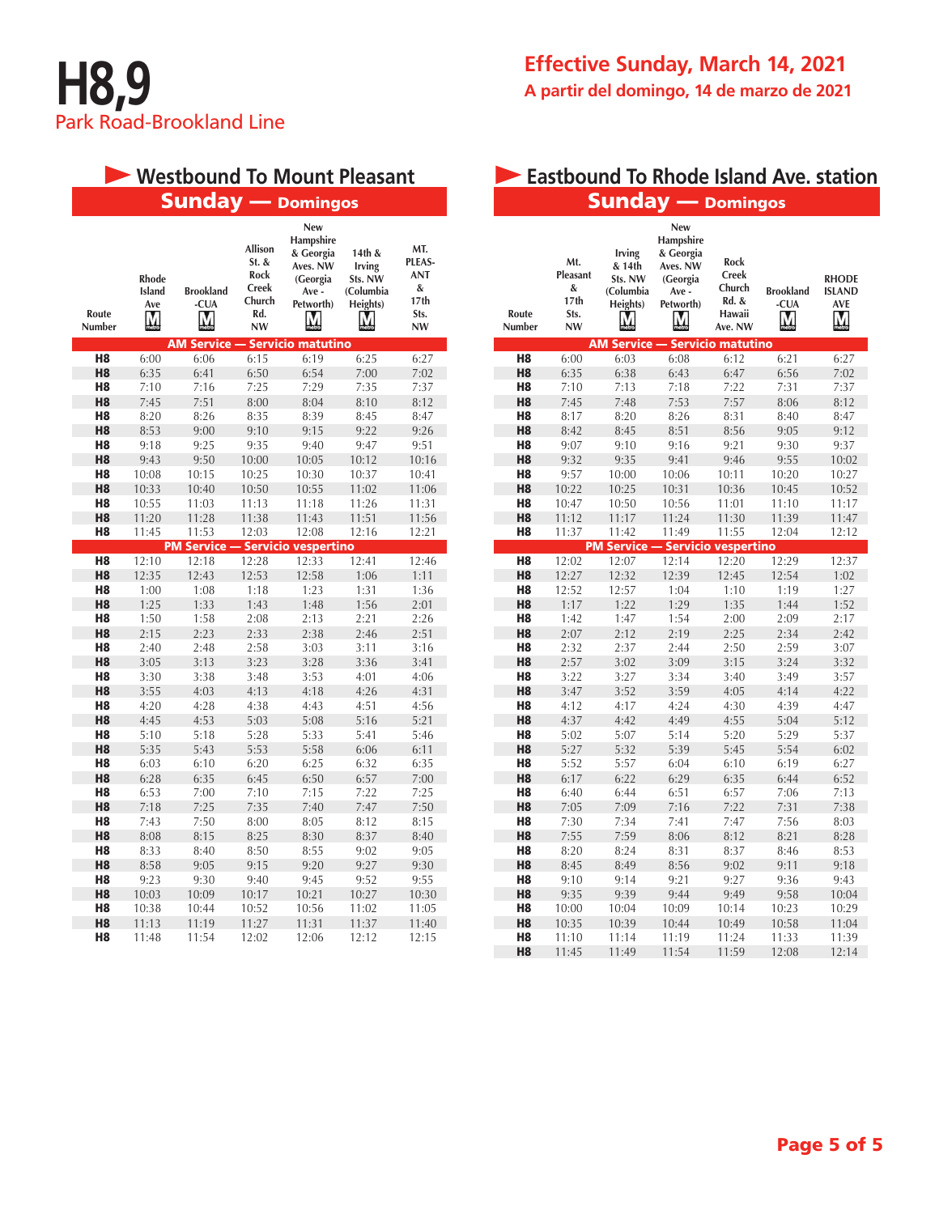# H8,9

Park Road-Brookland Line

**Effective Sunday, March 14, 2021**

**A partir del domingo, 14 de marzo de 2021**

## Westbound To Mount Pleasant

### Sunday — Domingos

| Route Number | Rhode Island Ave | Brookland-CUA | Allison St. & Rock Creek Church Rd. NW | New Hampshire & Georgia Aves. NW (Georgia Ave - Petworth) | 14th & Irving Sts. NW (Columbia Heights) | MT. PLEASANT & 17th Sts. NW |
|---|---|---|---|---|---|---|
| **AM Service — Servicio matutino** | | | | | | |
| H8 | 6:00 | 6:06 | 6:15 | 6:19 | 6:25 | 6:27 |
| H8 | 6:35 | 6:41 | 6:50 | 6:54 | 7:00 | 7:02 |
| H8 | 7:10 | 7:16 | 7:25 | 7:29 | 7:35 | 7:37 |
| H8 | 7:45 | 7:51 | 8:00 | 8:04 | 8:10 | 8:12 |
| H8 | 8:20 | 8:26 | 8:35 | 8:39 | 8:45 | 8:47 |
| H8 | 8:53 | 9:00 | 9:10 | 9:15 | 9:22 | 9:26 |
| H8 | 9:18 | 9:25 | 9:35 | 9:40 | 9:47 | 9:51 |
| H8 | 9:43 | 9:50 | 10:00 | 10:05 | 10:12 | 10:16 |
| H8 | 10:08 | 10:15 | 10:25 | 10:30 | 10:37 | 10:41 |
| H8 | 10:33 | 10:40 | 10:50 | 10:55 | 11:02 | 11:06 |
| H8 | 10:55 | 11:03 | 11:13 | 11:18 | 11:26 | 11:31 |
| H8 | 11:20 | 11:28 | 11:38 | 11:43 | 11:51 | 11:56 |
| H8 | 11:45 | 11:53 | 12:03 | 12:08 | 12:16 | 12:21 |
| **PM Service — Servicio vespertino** | | | | | | |
| H8 | 12:10 | 12:18 | 12:28 | 12:33 | 12:41 | 12:46 |
| H8 | 12:35 | 12:43 | 12:53 | 12:58 | 1:06 | 1:11 |
| H8 | 1:00 | 1:08 | 1:18 | 1:23 | 1:31 | 1:36 |
| H8 | 1:25 | 1:33 | 1:43 | 1:48 | 1:56 | 2:01 |
| H8 | 1:50 | 1:58 | 2:08 | 2:13 | 2:21 | 2:26 |
| H8 | 2:15 | 2:23 | 2:33 | 2:38 | 2:46 | 2:51 |
| H8 | 2:40 | 2:48 | 2:58 | 3:03 | 3:11 | 3:16 |
| H8 | 3:05 | 3:13 | 3:23 | 3:28 | 3:36 | 3:41 |
| H8 | 3:30 | 3:38 | 3:48 | 3:53 | 4:01 | 4:06 |
| H8 | 3:55 | 4:03 | 4:13 | 4:18 | 4:26 | 4:31 |
| H8 | 4:20 | 4:28 | 4:38 | 4:43 | 4:51 | 4:56 |
| H8 | 4:45 | 4:53 | 5:03 | 5:08 | 5:16 | 5:21 |
| H8 | 5:10 | 5:18 | 5:28 | 5:33 | 5:41 | 5:46 |
| H8 | 5:35 | 5:43 | 5:53 | 5:58 | 6:06 | 6:11 |
| H8 | 6:03 | 6:10 | 6:20 | 6:25 | 6:32 | 6:35 |
| H8 | 6:28 | 6:35 | 6:45 | 6:50 | 6:57 | 7:00 |
| H8 | 6:53 | 7:00 | 7:10 | 7:15 | 7:22 | 7:25 |
| H8 | 7:18 | 7:25 | 7:35 | 7:40 | 7:47 | 7:50 |
| H8 | 7:43 | 7:50 | 8:00 | 8:05 | 8:12 | 8:15 |
| H8 | 8:08 | 8:15 | 8:25 | 8:30 | 8:37 | 8:40 |
| H8 | 8:33 | 8:40 | 8:50 | 8:55 | 9:02 | 9:05 |
| H8 | 8:58 | 9:05 | 9:15 | 9:20 | 9:27 | 9:30 |
| H8 | 9:23 | 9:30 | 9:40 | 9:45 | 9:52 | 9:55 |
| H8 | 10:03 | 10:09 | 10:17 | 10:21 | 10:27 | 10:30 |
| H8 | 10:38 | 10:44 | 10:52 | 10:56 | 11:02 | 11:05 |
| H8 | 11:13 | 11:19 | 11:27 | 11:31 | 11:37 | 11:40 |
| H8 | 11:48 | 11:54 | 12:02 | 12:06 | 12:12 | 12:15 |

## Eastbound To Rhode Island Ave. station

### Sunday — Domingos

| Route Number | Mt. Pleasant & 17th Sts. NW | Irving & 14th Sts. NW (Columbia Heights) | New Hampshire & Georgia Aves. NW (Georgia Ave - Petworth) | Rock Creek Church Rd. & Hawaii Ave. NW | Brookland-CUA | RHODE ISLAND AVE |
|---|---|---|---|---|---|---|
| **AM Service — Servicio matutino** | | | | | | |
| H8 | 6:00 | 6:03 | 6:08 | 6:12 | 6:21 | 6:27 |
| H8 | 6:35 | 6:38 | 6:43 | 6:47 | 6:56 | 7:02 |
| H8 | 7:10 | 7:13 | 7:18 | 7:22 | 7:31 | 7:37 |
| H8 | 7:45 | 7:48 | 7:53 | 7:57 | 8:06 | 8:12 |
| H8 | 8:17 | 8:20 | 8:26 | 8:31 | 8:40 | 8:47 |
| H8 | 8:42 | 8:45 | 8:51 | 8:56 | 9:05 | 9:12 |
| H8 | 9:07 | 9:10 | 9:16 | 9:21 | 9:30 | 9:37 |
| H8 | 9:32 | 9:35 | 9:41 | 9:46 | 9:55 | 10:02 |
| H8 | 9:57 | 10:00 | 10:06 | 10:11 | 10:20 | 10:27 |
| H8 | 10:22 | 10:25 | 10:31 | 10:36 | 10:45 | 10:52 |
| H8 | 10:47 | 10:50 | 10:56 | 11:01 | 11:10 | 11:17 |
| H8 | 11:12 | 11:17 | 11:24 | 11:30 | 11:39 | 11:47 |
| H8 | 11:37 | 11:42 | 11:49 | 11:55 | 12:04 | 12:12 |
| **PM Service — Servicio vespertino** | | | | | | |
| H8 | 12:02 | 12:07 | 12:14 | 12:20 | 12:29 | 12:37 |
| H8 | 12:27 | 12:32 | 12:39 | 12:45 | 12:54 | 1:02 |
| H8 | 12:52 | 12:57 | 1:04 | 1:10 | 1:19 | 1:27 |
| H8 | 1:17 | 1:22 | 1:29 | 1:35 | 1:44 | 1:52 |
| H8 | 1:42 | 1:47 | 1:54 | 2:00 | 2:09 | 2:17 |
| H8 | 2:07 | 2:12 | 2:19 | 2:25 | 2:34 | 2:42 |
| H8 | 2:32 | 2:37 | 2:44 | 2:50 | 2:59 | 3:07 |
| H8 | 2:57 | 3:02 | 3:09 | 3:15 | 3:24 | 3:32 |
| H8 | 3:22 | 3:27 | 3:34 | 3:40 | 3:49 | 3:57 |
| H8 | 3:47 | 3:52 | 3:59 | 4:05 | 4:14 | 4:22 |
| H8 | 4:12 | 4:17 | 4:24 | 4:30 | 4:39 | 4:47 |
| H8 | 4:37 | 4:42 | 4:49 | 4:55 | 5:04 | 5:12 |
| H8 | 5:02 | 5:07 | 5:14 | 5:20 | 5:29 | 5:37 |
| H8 | 5:27 | 5:32 | 5:39 | 5:45 | 5:54 | 6:02 |
| H8 | 5:52 | 5:57 | 6:04 | 6:10 | 6:19 | 6:27 |
| H8 | 6:17 | 6:22 | 6:29 | 6:35 | 6:44 | 6:52 |
| H8 | 6:40 | 6:44 | 6:51 | 6:57 | 7:06 | 7:13 |
| H8 | 7:05 | 7:09 | 7:16 | 7:22 | 7:31 | 7:38 |
| H8 | 7:30 | 7:34 | 7:41 | 7:47 | 7:56 | 8:03 |
| H8 | 7:55 | 7:59 | 8:06 | 8:12 | 8:21 | 8:28 |
| H8 | 8:20 | 8:24 | 8:31 | 8:37 | 8:46 | 8:53 |
| H8 | 8:45 | 8:49 | 8:56 | 9:02 | 9:11 | 9:18 |
| H8 | 9:10 | 9:14 | 9:21 | 9:27 | 9:36 | 9:43 |
| H8 | 9:35 | 9:39 | 9:44 | 9:49 | 9:58 | 10:04 |
| H8 | 10:00 | 10:04 | 10:09 | 10:14 | 10:23 | 10:29 |
| H8 | 10:35 | 10:39 | 10:44 | 10:49 | 10:58 | 11:04 |
| H8 | 11:10 | 11:14 | 11:19 | 11:24 | 11:33 | 11:39 |
| H8 | 11:45 | 11:49 | 11:54 | 11:59 | 12:08 | 12:14 |